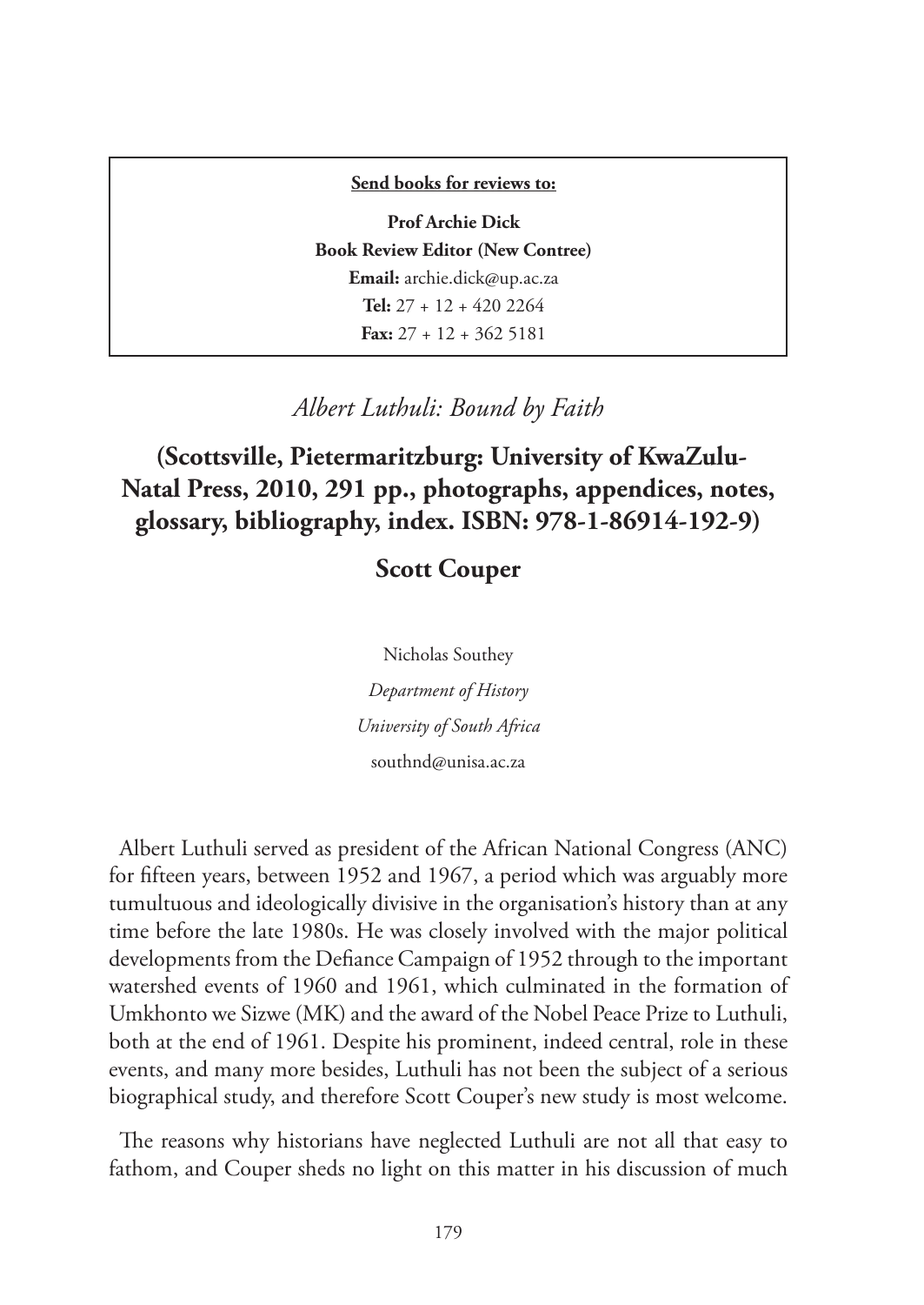**Send books for reviews to:**

**Prof Archie Dick**
**Book Review Editor (New Contree)**
**Email:** archie.dick@up.ac.za
**Tel:** 27 + 12 + 420 2264
**Fax:** 27 + 12 + 362 5181

# *Albert Luthuli: Bound by Faith*

## (Scottsville, Pietermaritzburg: University of KwaZulu-Natal Press, 2010, 291 pp., photographs, appendices, notes, glossary, bibliography, index. ISBN: 978-1-86914-192-9)

## Scott Couper

Nicholas Southey
*Department of History*
*University of South Africa*
southnd@unisa.ac.za

Albert Luthuli served as president of the African National Congress (ANC) for fifteen years, between 1952 and 1967, a period which was arguably more tumultuous and ideologically divisive in the organisation's history than at any time before the late 1980s. He was closely involved with the major political developments from the Defiance Campaign of 1952 through to the important watershed events of 1960 and 1961, which culminated in the formation of Umkhonto we Sizwe (MK) and the award of the Nobel Peace Prize to Luthuli, both at the end of 1961. Despite his prominent, indeed central, role in these events, and many more besides, Luthuli has not been the subject of a serious biographical study, and therefore Scott Couper's new study is most welcome.

The reasons why historians have neglected Luthuli are not all that easy to fathom, and Couper sheds no light on this matter in his discussion of much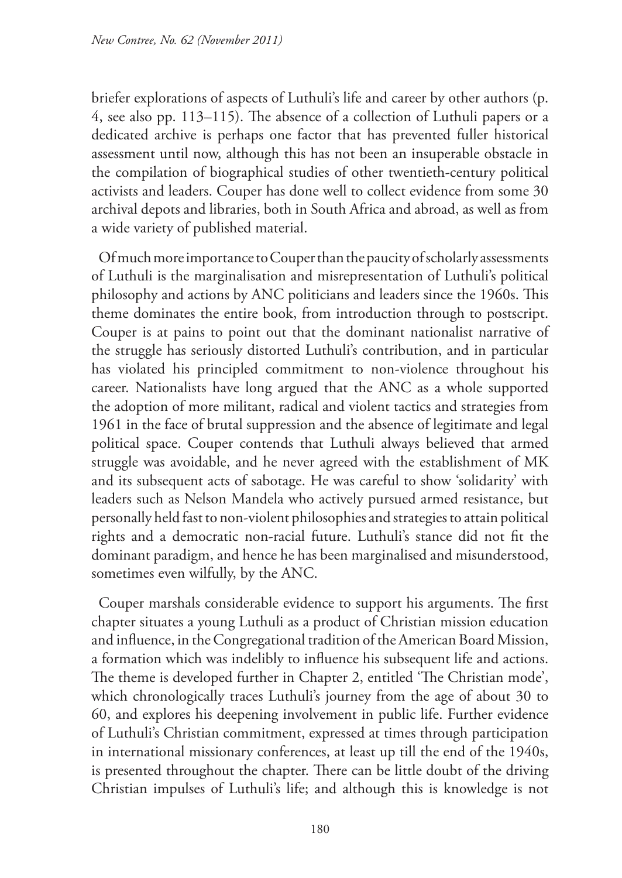briefer explorations of aspects of Luthuli's life and career by other authors (p. 4, see also pp. 113–115). The absence of a collection of Luthuli papers or a dedicated archive is perhaps one factor that has prevented fuller historical assessment until now, although this has not been an insuperable obstacle in the compilation of biographical studies of other twentieth-century political activists and leaders. Couper has done well to collect evidence from some 30 archival depots and libraries, both in South Africa and abroad, as well as from a wide variety of published material.

Of much more importance to Couper than the paucity of scholarly assessments of Luthuli is the marginalisation and misrepresentation of Luthuli's political philosophy and actions by ANC politicians and leaders since the 1960s. This theme dominates the entire book, from introduction through to postscript. Couper is at pains to point out that the dominant nationalist narrative of the struggle has seriously distorted Luthuli's contribution, and in particular has violated his principled commitment to non-violence throughout his career. Nationalists have long argued that the ANC as a whole supported the adoption of more militant, radical and violent tactics and strategies from 1961 in the face of brutal suppression and the absence of legitimate and legal political space. Couper contends that Luthuli always believed that armed struggle was avoidable, and he never agreed with the establishment of MK and its subsequent acts of sabotage. He was careful to show 'solidarity' with leaders such as Nelson Mandela who actively pursued armed resistance, but personally held fast to non-violent philosophies and strategies to attain political rights and a democratic non-racial future. Luthuli's stance did not fit the dominant paradigm, and hence he has been marginalised and misunderstood, sometimes even wilfully, by the ANC.

Couper marshals considerable evidence to support his arguments. The first chapter situates a young Luthuli as a product of Christian mission education and influence, in the Congregational tradition of the American Board Mission, a formation which was indelibly to influence his subsequent life and actions. The theme is developed further in Chapter 2, entitled 'The Christian mode', which chronologically traces Luthuli's journey from the age of about 30 to 60, and explores his deepening involvement in public life. Further evidence of Luthuli's Christian commitment, expressed at times through participation in international missionary conferences, at least up till the end of the 1940s, is presented throughout the chapter. There can be little doubt of the driving Christian impulses of Luthuli's life; and although this is knowledge is not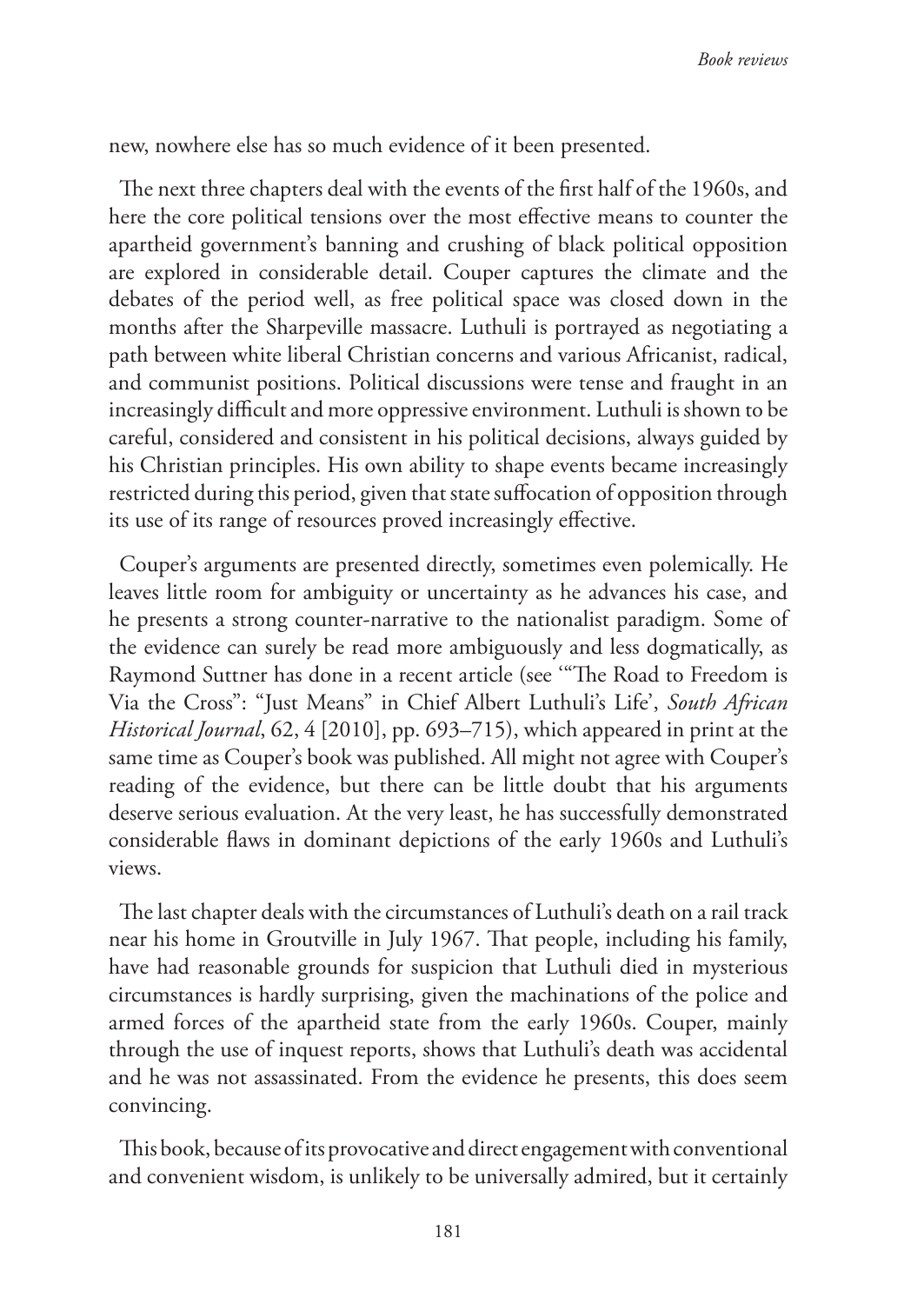new, nowhere else has so much evidence of it been presented.

The next three chapters deal with the events of the first half of the 1960s, and here the core political tensions over the most effective means to counter the apartheid government's banning and crushing of black political opposition are explored in considerable detail. Couper captures the climate and the debates of the period well, as free political space was closed down in the months after the Sharpeville massacre. Luthuli is portrayed as negotiating a path between white liberal Christian concerns and various Africanist, radical, and communist positions. Political discussions were tense and fraught in an increasingly difficult and more oppressive environment. Luthuli is shown to be careful, considered and consistent in his political decisions, always guided by his Christian principles. His own ability to shape events became increasingly restricted during this period, given that state suffocation of opposition through its use of its range of resources proved increasingly effective.

Couper's arguments are presented directly, sometimes even polemically. He leaves little room for ambiguity or uncertainty as he advances his case, and he presents a strong counter-narrative to the nationalist paradigm. Some of the evidence can surely be read more ambiguously and less dogmatically, as Raymond Suttner has done in a recent article (see '"The Road to Freedom is Via the Cross": "Just Means" in Chief Albert Luthuli's Life', *South African Historical Journal*, 62, 4 [2010], pp. 693–715), which appeared in print at the same time as Couper's book was published. All might not agree with Couper's reading of the evidence, but there can be little doubt that his arguments deserve serious evaluation. At the very least, he has successfully demonstrated considerable flaws in dominant depictions of the early 1960s and Luthuli's views.

The last chapter deals with the circumstances of Luthuli's death on a rail track near his home in Groutville in July 1967. That people, including his family, have had reasonable grounds for suspicion that Luthuli died in mysterious circumstances is hardly surprising, given the machinations of the police and armed forces of the apartheid state from the early 1960s. Couper, mainly through the use of inquest reports, shows that Luthuli's death was accidental and he was not assassinated. From the evidence he presents, this does seem convincing.

This book, because of its provocative and direct engagement with conventional and convenient wisdom, is unlikely to be universally admired, but it certainly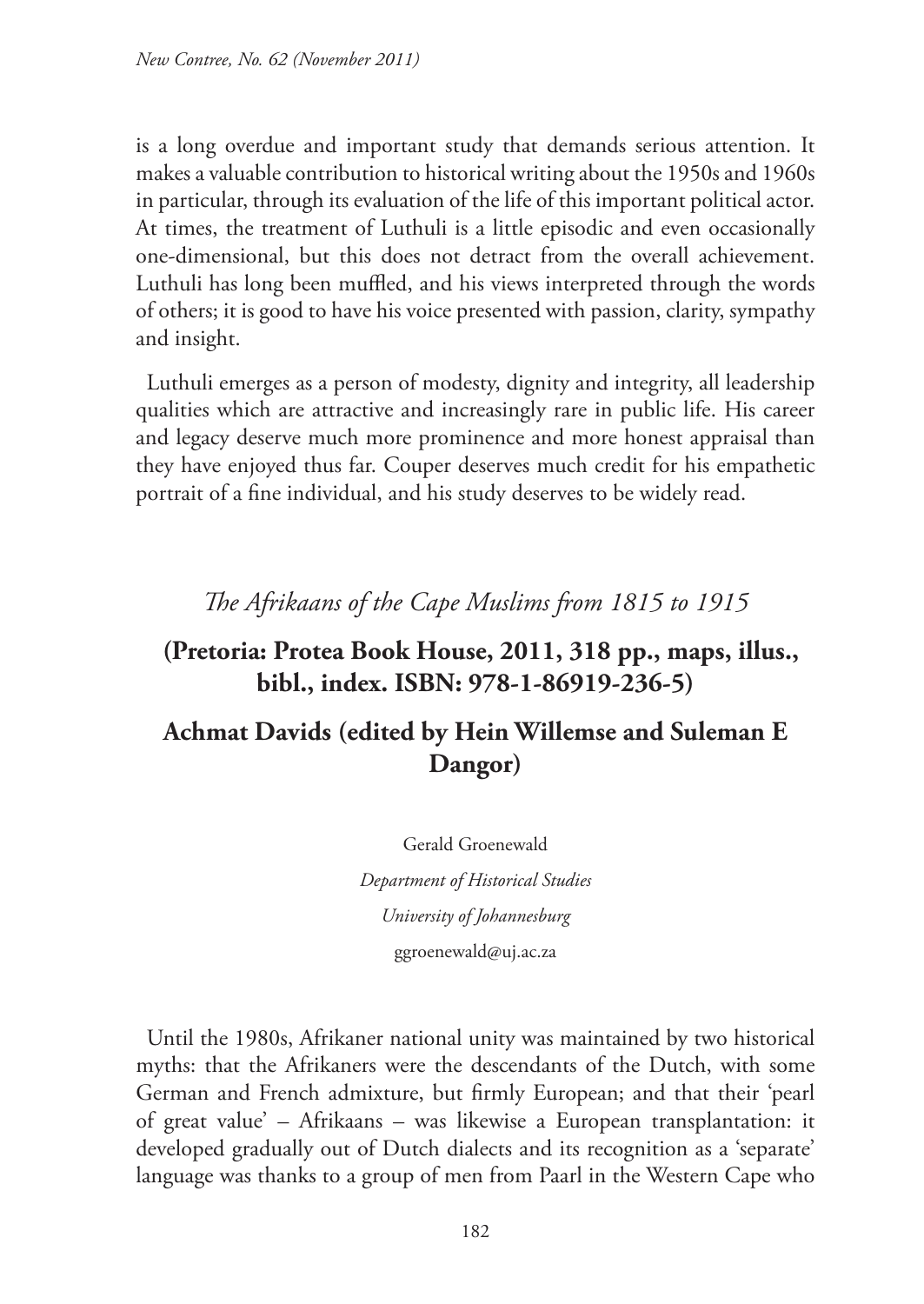is a long overdue and important study that demands serious attention. It makes a valuable contribution to historical writing about the 1950s and 1960s in particular, through its evaluation of the life of this important political actor. At times, the treatment of Luthuli is a little episodic and even occasionally one-dimensional, but this does not detract from the overall achievement. Luthuli has long been muffled, and his views interpreted through the words of others; it is good to have his voice presented with passion, clarity, sympathy and insight.

Luthuli emerges as a person of modesty, dignity and integrity, all leadership qualities which are attractive and increasingly rare in public life. His career and legacy deserve much more prominence and more honest appraisal than they have enjoyed thus far. Couper deserves much credit for his empathetic portrait of a fine individual, and his study deserves to be widely read.

## *The Afrikaans of the Cape Muslims from 1815 to 1915*

**(Pretoria: Protea Book House, 2011, 318 pp., maps, illus., bibl., index. ISBN: 978-1-86919-236-5)**

**Achmat Davids (edited by Hein Willemse and Suleman E Dangor)**

Gerald Groenewald

*Department of Historical Studies*

*University of Johannesburg*

ggroenewald@uj.ac.za

Until the 1980s, Afrikaner national unity was maintained by two historical myths: that the Afrikaners were the descendants of the Dutch, with some German and French admixture, but firmly European; and that their 'pearl of great value' – Afrikaans – was likewise a European transplantation: it developed gradually out of Dutch dialects and its recognition as a 'separate' language was thanks to a group of men from Paarl in the Western Cape who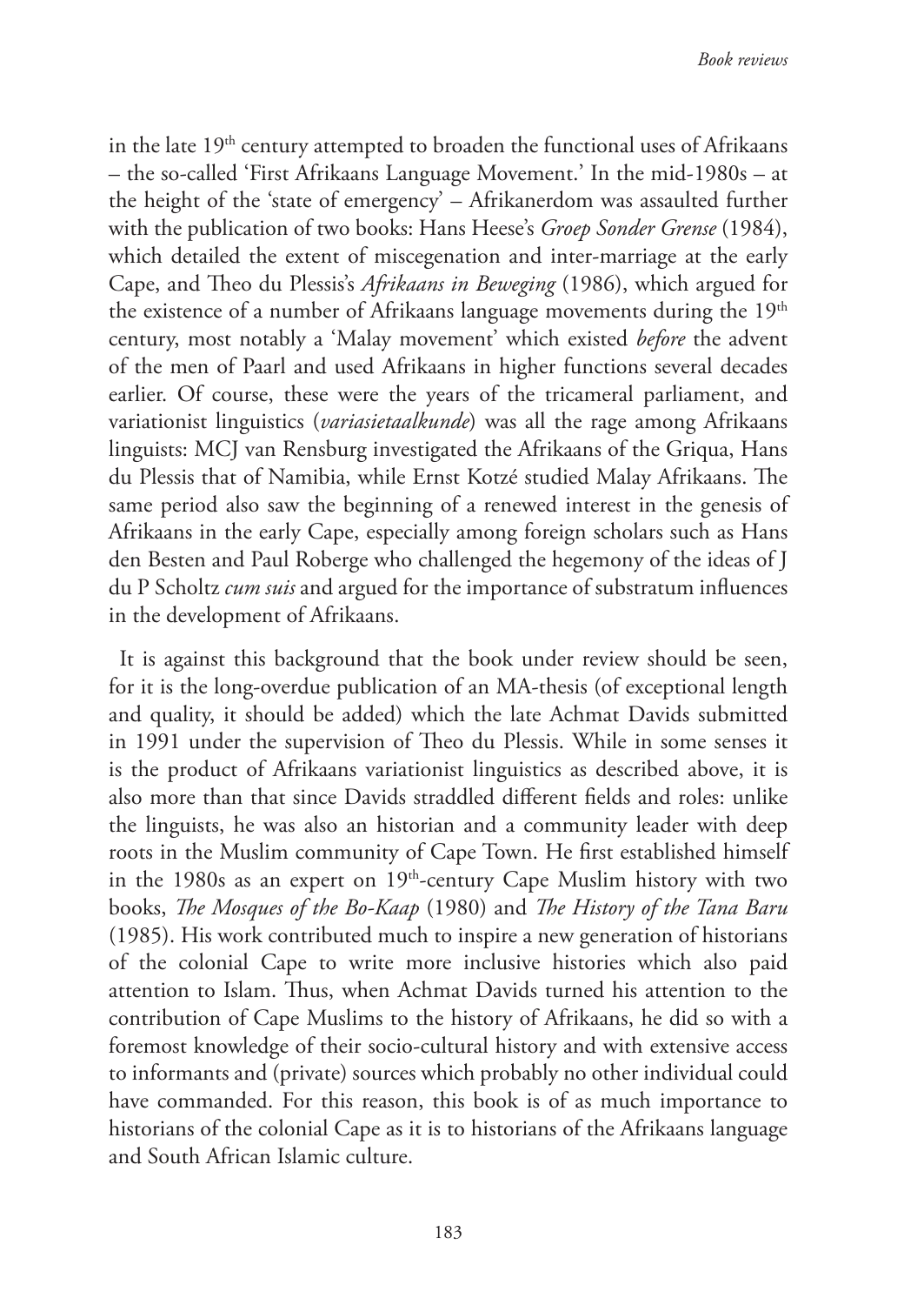in the late 19th century attempted to broaden the functional uses of Afrikaans – the so-called 'First Afrikaans Language Movement.' In the mid-1980s – at the height of the 'state of emergency' – Afrikanerdom was assaulted further with the publication of two books: Hans Heese's *Groep Sonder Grense* (1984), which detailed the extent of miscegenation and inter-marriage at the early Cape, and Theo du Plessis's *Afrikaans in Beweging* (1986), which argued for the existence of a number of Afrikaans language movements during the 19th century, most notably a 'Malay movement' which existed *before* the advent of the men of Paarl and used Afrikaans in higher functions several decades earlier. Of course, these were the years of the tricameral parliament, and variationist linguistics (*variasietaalkunde*) was all the rage among Afrikaans linguists: MCJ van Rensburg investigated the Afrikaans of the Griqua, Hans du Plessis that of Namibia, while Ernst Kotzé studied Malay Afrikaans. The same period also saw the beginning of a renewed interest in the genesis of Afrikaans in the early Cape, especially among foreign scholars such as Hans den Besten and Paul Roberge who challenged the hegemony of the ideas of J du P Scholtz *cum suis* and argued for the importance of substratum influences in the development of Afrikaans.

It is against this background that the book under review should be seen, for it is the long-overdue publication of an MA-thesis (of exceptional length and quality, it should be added) which the late Achmat Davids submitted in 1991 under the supervision of Theo du Plessis. While in some senses it is the product of Afrikaans variationist linguistics as described above, it is also more than that since Davids straddled different fields and roles: unlike the linguists, he was also an historian and a community leader with deep roots in the Muslim community of Cape Town. He first established himself in the 1980s as an expert on 19th-century Cape Muslim history with two books, *The Mosques of the Bo-Kaap* (1980) and *The History of the Tana Baru* (1985). His work contributed much to inspire a new generation of historians of the colonial Cape to write more inclusive histories which also paid attention to Islam. Thus, when Achmat Davids turned his attention to the contribution of Cape Muslims to the history of Afrikaans, he did so with a foremost knowledge of their socio-cultural history and with extensive access to informants and (private) sources which probably no other individual could have commanded. For this reason, this book is of as much importance to historians of the colonial Cape as it is to historians of the Afrikaans language and South African Islamic culture.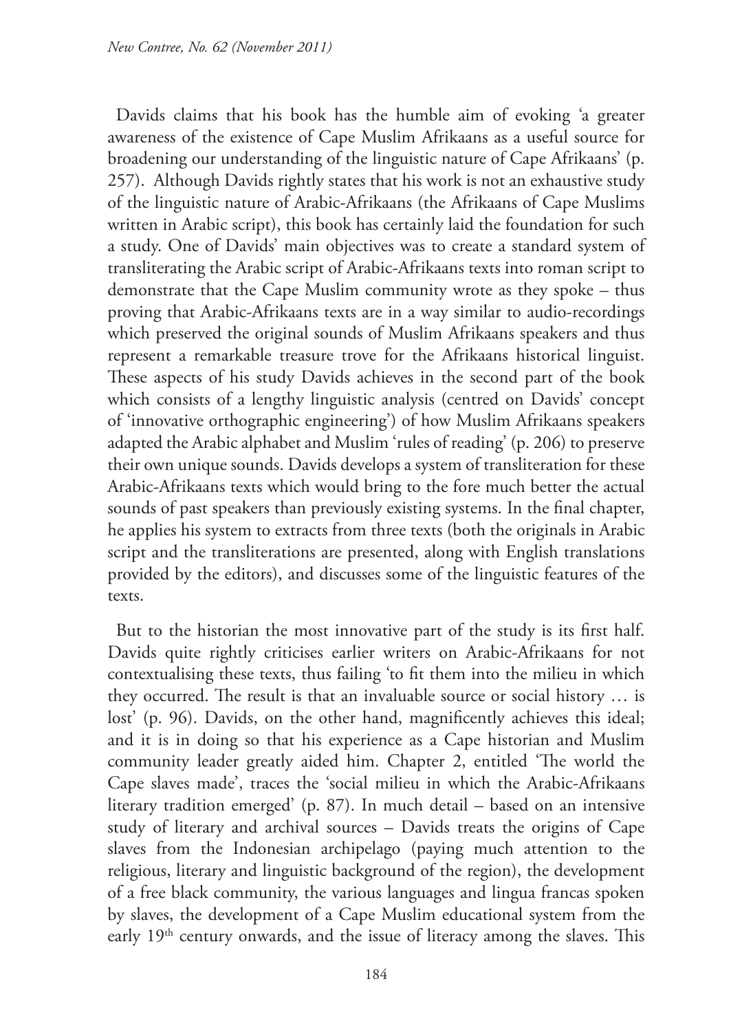Davids claims that his book has the humble aim of evoking 'a greater awareness of the existence of Cape Muslim Afrikaans as a useful source for broadening our understanding of the linguistic nature of Cape Afrikaans' (p. 257). Although Davids rightly states that his work is not an exhaustive study of the linguistic nature of Arabic-Afrikaans (the Afrikaans of Cape Muslims written in Arabic script), this book has certainly laid the foundation for such a study. One of Davids' main objectives was to create a standard system of transliterating the Arabic script of Arabic-Afrikaans texts into roman script to demonstrate that the Cape Muslim community wrote as they spoke – thus proving that Arabic-Afrikaans texts are in a way similar to audio-recordings which preserved the original sounds of Muslim Afrikaans speakers and thus represent a remarkable treasure trove for the Afrikaans historical linguist. These aspects of his study Davids achieves in the second part of the book which consists of a lengthy linguistic analysis (centred on Davids' concept of 'innovative orthographic engineering') of how Muslim Afrikaans speakers adapted the Arabic alphabet and Muslim 'rules of reading' (p. 206) to preserve their own unique sounds. Davids develops a system of transliteration for these Arabic-Afrikaans texts which would bring to the fore much better the actual sounds of past speakers than previously existing systems. In the final chapter, he applies his system to extracts from three texts (both the originals in Arabic script and the transliterations are presented, along with English translations provided by the editors), and discusses some of the linguistic features of the texts.

But to the historian the most innovative part of the study is its first half. Davids quite rightly criticises earlier writers on Arabic-Afrikaans for not contextualising these texts, thus failing 'to fit them into the milieu in which they occurred. The result is that an invaluable source or social history … is lost' (p. 96). Davids, on the other hand, magnificently achieves this ideal; and it is in doing so that his experience as a Cape historian and Muslim community leader greatly aided him. Chapter 2, entitled 'The world the Cape slaves made', traces the 'social milieu in which the Arabic-Afrikaans literary tradition emerged' (p. 87). In much detail – based on an intensive study of literary and archival sources – Davids treats the origins of Cape slaves from the Indonesian archipelago (paying much attention to the religious, literary and linguistic background of the region), the development of a free black community, the various languages and lingua francas spoken by slaves, the development of a Cape Muslim educational system from the early 19th century onwards, and the issue of literacy among the slaves. This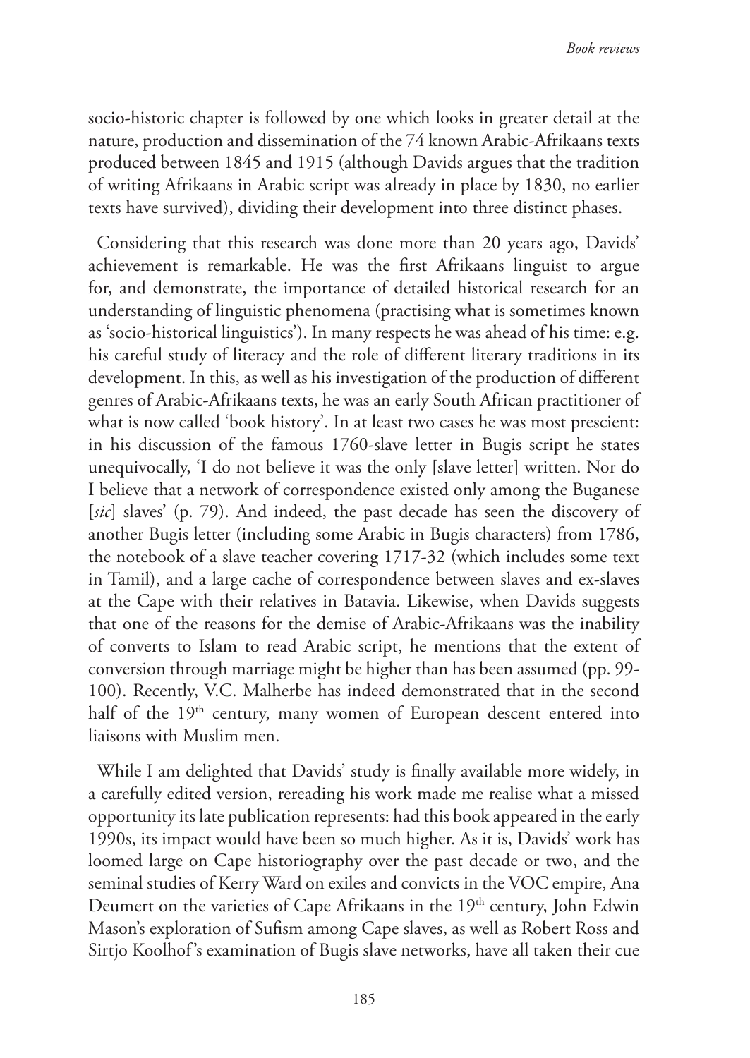socio-historic chapter is followed by one which looks in greater detail at the nature, production and dissemination of the 74 known Arabic-Afrikaans texts produced between 1845 and 1915 (although Davids argues that the tradition of writing Afrikaans in Arabic script was already in place by 1830, no earlier texts have survived), dividing their development into three distinct phases.

Considering that this research was done more than 20 years ago, Davids' achievement is remarkable. He was the first Afrikaans linguist to argue for, and demonstrate, the importance of detailed historical research for an understanding of linguistic phenomena (practising what is sometimes known as 'socio-historical linguistics'). In many respects he was ahead of his time: e.g. his careful study of literacy and the role of different literary traditions in its development. In this, as well as his investigation of the production of different genres of Arabic-Afrikaans texts, he was an early South African practitioner of what is now called 'book history'. In at least two cases he was most prescient: in his discussion of the famous 1760-slave letter in Bugis script he states unequivocally, 'I do not believe it was the only [slave letter] written. Nor do I believe that a network of correspondence existed only among the Buganese [*sic*] slaves' (p. 79). And indeed, the past decade has seen the discovery of another Bugis letter (including some Arabic in Bugis characters) from 1786, the notebook of a slave teacher covering 1717-32 (which includes some text in Tamil), and a large cache of correspondence between slaves and ex-slaves at the Cape with their relatives in Batavia. Likewise, when Davids suggests that one of the reasons for the demise of Arabic-Afrikaans was the inability of converts to Islam to read Arabic script, he mentions that the extent of conversion through marriage might be higher than has been assumed (pp. 99-100). Recently, V.C. Malherbe has indeed demonstrated that in the second half of the 19th century, many women of European descent entered into liaisons with Muslim men.

While I am delighted that Davids' study is finally available more widely, in a carefully edited version, rereading his work made me realise what a missed opportunity its late publication represents: had this book appeared in the early 1990s, its impact would have been so much higher. As it is, Davids' work has loomed large on Cape historiography over the past decade or two, and the seminal studies of Kerry Ward on exiles and convicts in the VOC empire, Ana Deumert on the varieties of Cape Afrikaans in the 19th century, John Edwin Mason's exploration of Sufism among Cape slaves, as well as Robert Ross and Sirtjo Koolhof's examination of Bugis slave networks, have all taken their cue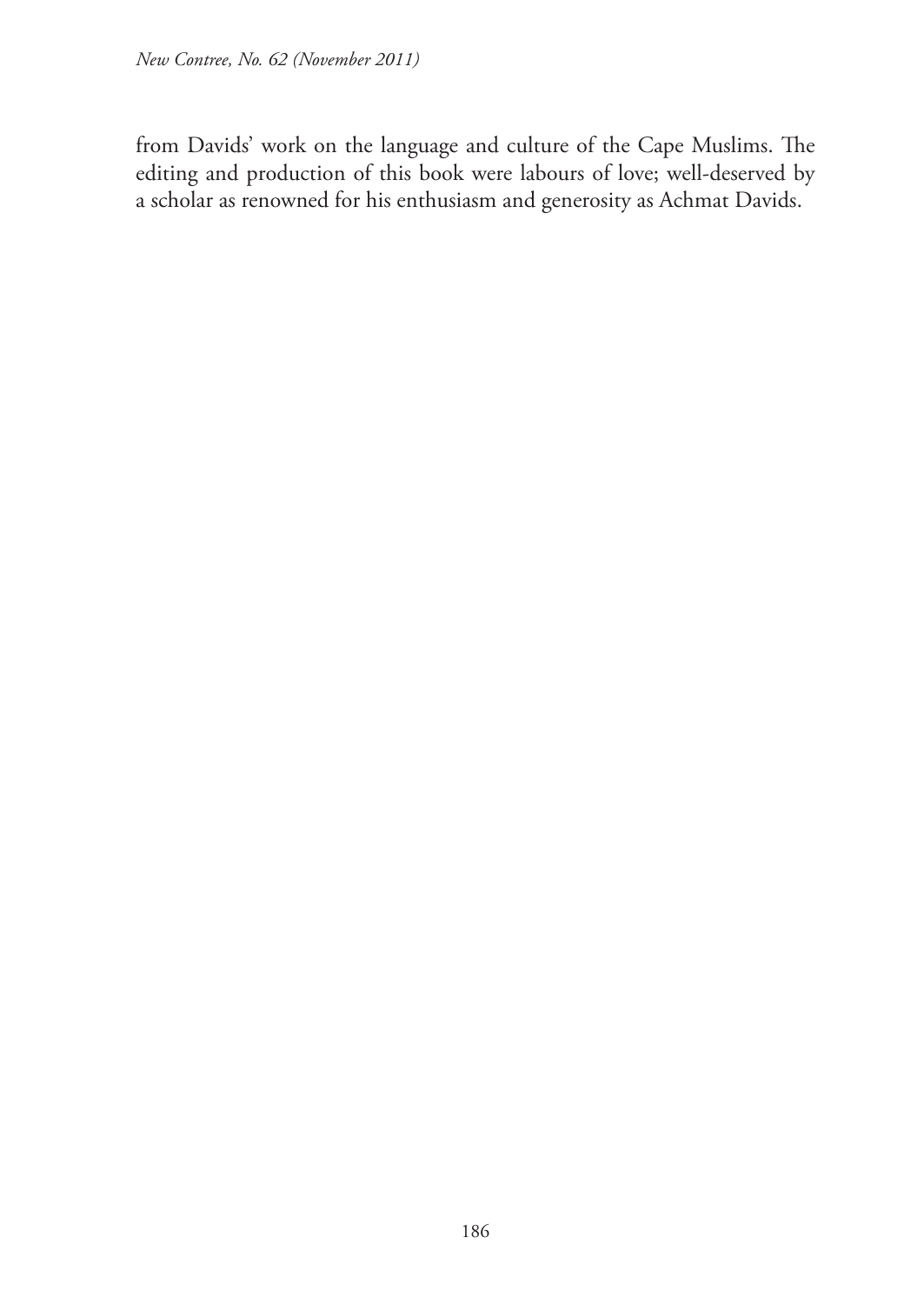from Davids' work on the language and culture of the Cape Muslims. The editing and production of this book were labours of love; well-deserved by a scholar as renowned for his enthusiasm and generosity as Achmat Davids.